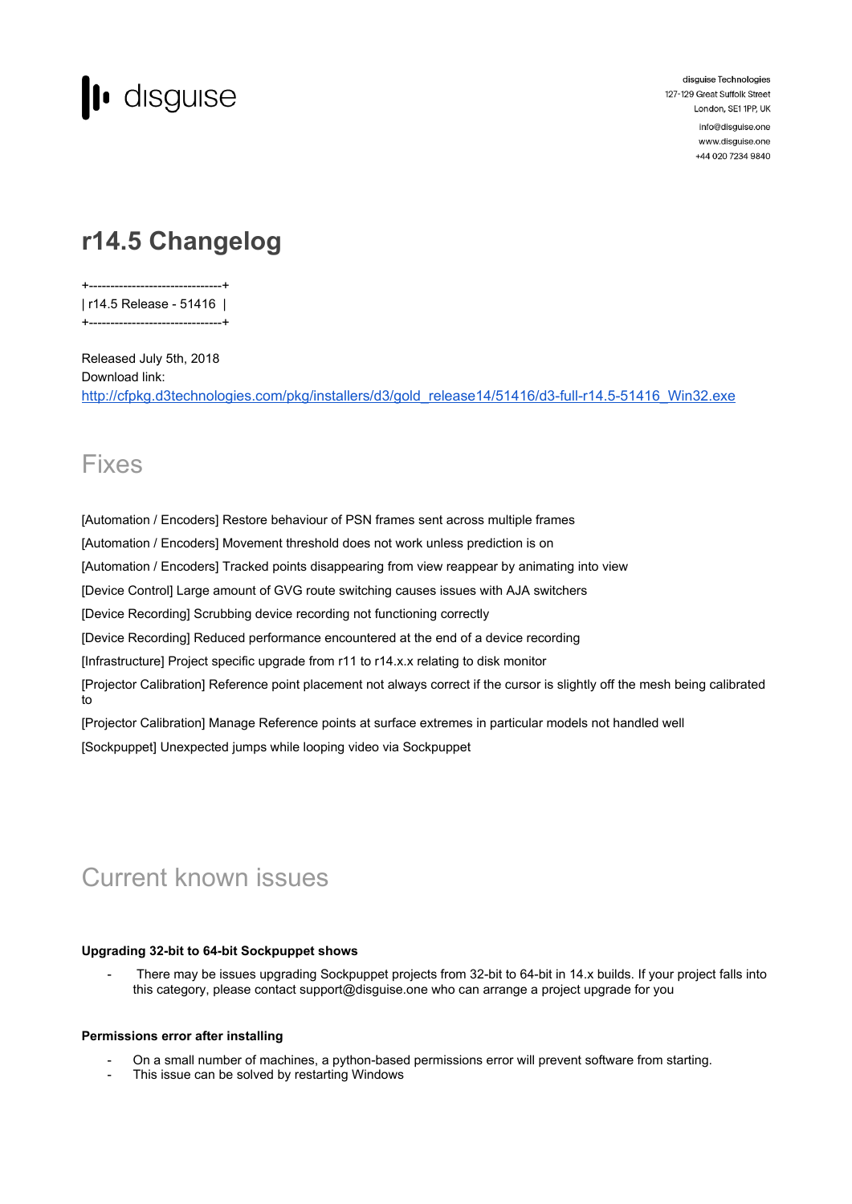disguise

disguise Technologies
127-129 Great Suffolk Street
London, SE1 1PP, UK
info@disguise.one
www.disguise.one
+44 020 7234 9840

# r14.5 Changelog

```
+-------------------------------+
| r14.5 Release - 51416  |
+-------------------------------+
```

Released July 5th, 2018
Download link:
http://cfpkg.d3technologies.com/pkg/installers/d3/gold_release14/51416/d3-full-r14.5-51416_Win32.exe

# Fixes

[Automation / Encoders] Restore behaviour of PSN frames sent across multiple frames

[Automation / Encoders] Movement threshold does not work unless prediction is on

[Automation / Encoders] Tracked points disappearing from view reappear by animating into view

[Device Control] Large amount of GVG route switching causes issues with AJA switchers

[Device Recording] Scrubbing device recording not functioning correctly

[Device Recording] Reduced performance encountered at the end of a device recording

[Infrastructure] Project specific upgrade from r11 to r14.x.x relating to disk monitor

[Projector Calibration] Reference point placement not always correct if the cursor is slightly off the mesh being calibrated to

[Projector Calibration] Manage Reference points at surface extremes in particular models not handled well

[Sockpuppet] Unexpected jumps while looping video via Sockpuppet

# Current known issues

**Upgrading 32-bit to 64-bit Sockpuppet shows**

- There may be issues upgrading Sockpuppet projects from 32-bit to 64-bit in 14.x builds. If your project falls into this category, please contact support@disguise.one who can arrange a project upgrade for you

**Permissions error after installing**

- On a small number of machines, a python-based permissions error will prevent software from starting.
- This issue can be solved by restarting Windows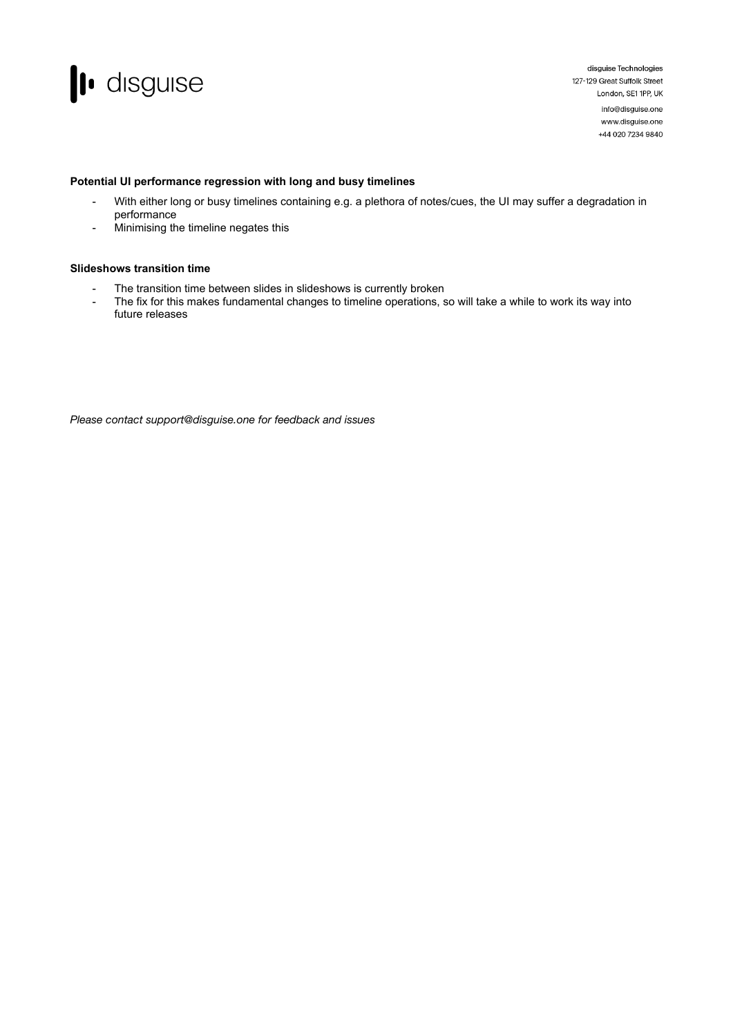**Potential UI performance regression with long and busy timelines**

- With either long or busy timelines containing e.g. a plethora of notes/cues, the UI may suffer a degradation in performance
- Minimising the timeline negates this

**Slideshows transition time**

- The transition time between slides in slideshows is currently broken
- The fix for this makes fundamental changes to timeline operations, so will take a while to work its way into future releases

*Please contact support@disguise.one for feedback and issues*